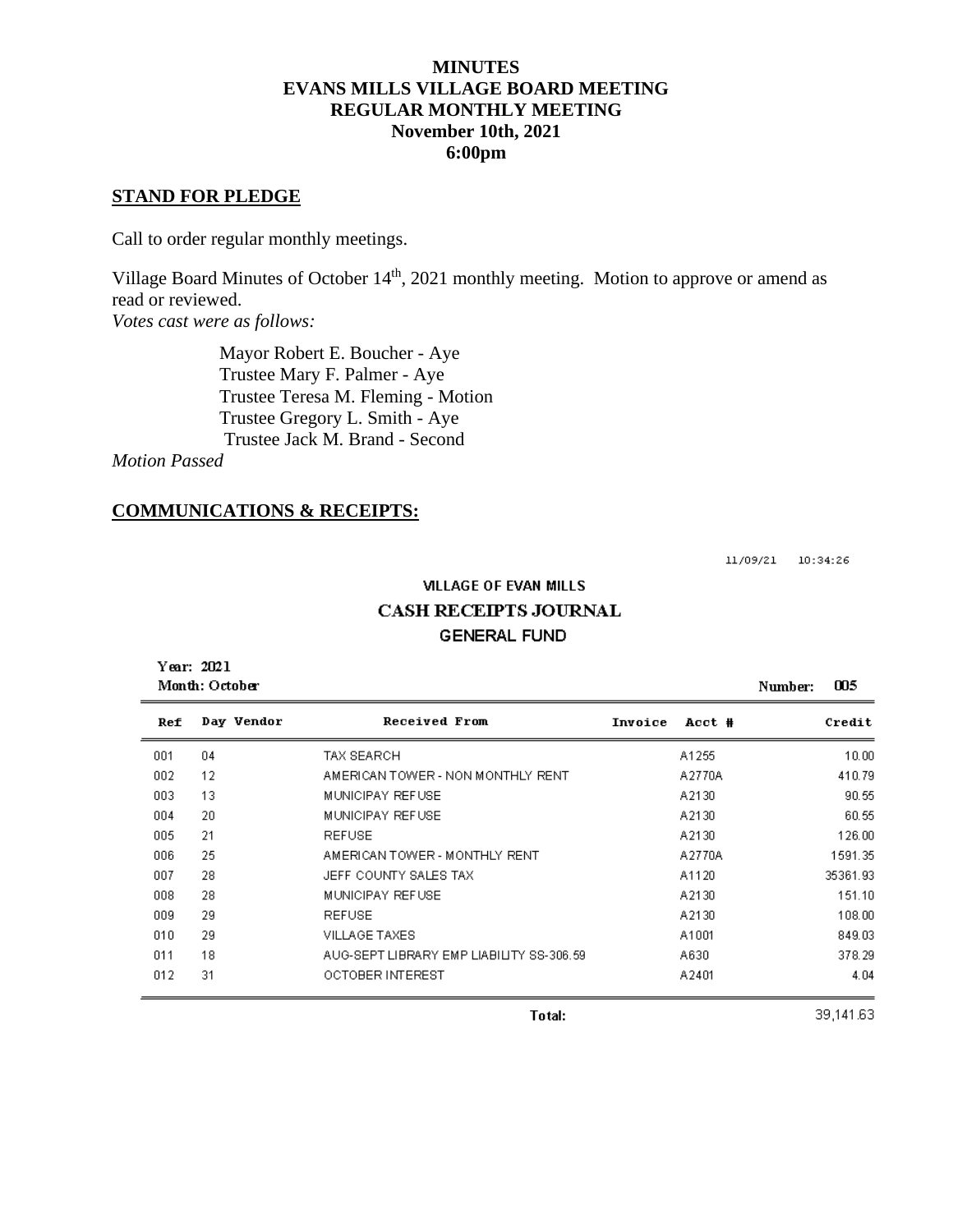# MINUTES
# EVANS MILLS VILLAGE BOARD MEETING
# REGULAR MONTHLY MEETING
# November 10th, 2021
# 6:00pm

## STAND FOR PLEDGE

Call to order regular monthly meetings.

Village Board Minutes of October 14th, 2021 monthly meeting. Motion to approve or amend as read or reviewed.

*Votes cast were as follows:*

Mayor Robert E. Boucher - Aye
Trustee Mary F. Palmer - Aye
Trustee Teresa M. Fleming - Motion
Trustee Gregory L. Smith - Aye
Trustee Jack M. Brand - Second

*Motion Passed*

## COMMUNICATIONS & RECEIPTS:

11/09/21 10:34:26

**VILLAGE OF EVAN MILLS**
**CASH RECEIPTS JOURNAL**
**GENERAL FUND**

Year: 2021
Month: October

Number: 005

| Ref | Day | Vendor | Received From | Invoice | Acct # | Credit |
|---|---|---|---|---|---|---|
| 001 | 04 | | TAX SEARCH | | A1255 | 10.00 |
| 002 | 12 | | AMERICAN TOWER - NON MONTHLY RENT | | A2770A | 410.79 |
| 003 | 13 | | MUNICIPAY REFUSE | | A2130 | 90.55 |
| 004 | 20 | | MUNICIPAY REFUSE | | A2130 | 60.55 |
| 005 | 21 | | REFUSE | | A2130 | 126.00 |
| 006 | 25 | | AMERICAN TOWER - MONTHLY RENT | | A2770A | 1591.35 |
| 007 | 28 | | JEFF COUNTY SALES TAX | | A1120 | 35361.93 |
| 008 | 28 | | MUNICIPAY REFUSE | | A2130 | 151.10 |
| 009 | 29 | | REFUSE | | A2130 | 108.00 |
| 010 | 29 | | VILLAGE TAXES | | A1001 | 849.03 |
| 011 | 18 | | AUG-SEPT LIBRARY EMP LIABILITY SS-306.59 | | A630 | 378.29 |
| 012 | 31 | | OCTOBER INTEREST | | A2401 | 4.04 |
| | | | **Total:** | | | 39,141.63 |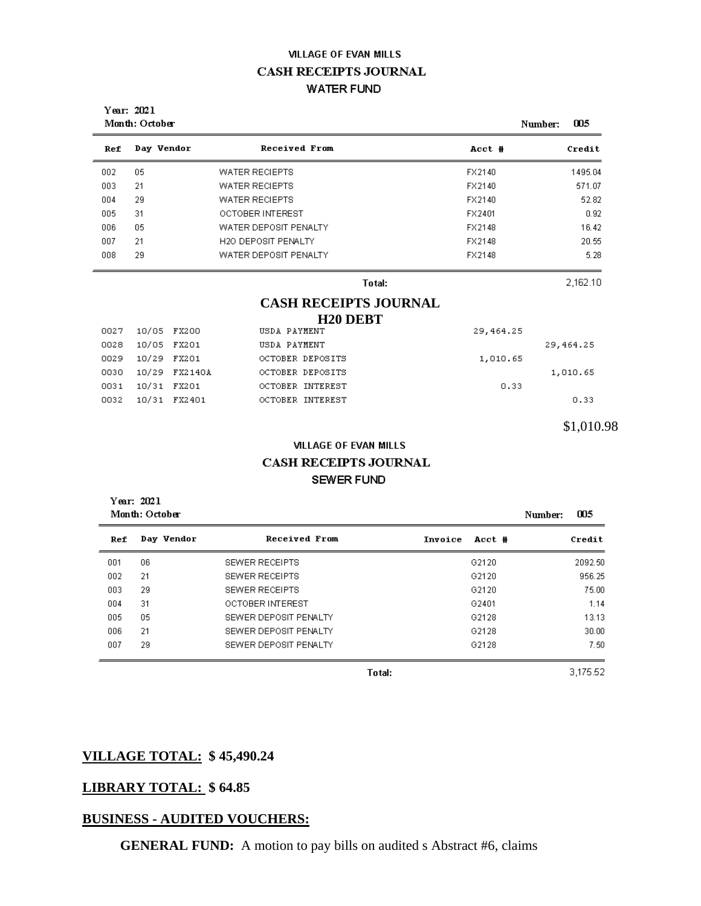VILLAGE OF EVAN MILLS

**CASH RECEIPTS JOURNAL**

WATER FUND

Year: 2021
Month: October

Number: 005

| Ref | Day | Vendor | Received From | Acct # | Credit |
|---|---|---|---|---|---|
| 002 | 05 | | WATER RECIEPTS | FX2140 | 1495.04 |
| 003 | 21 | | WATER RECIEPTS | FX2140 | 571.07 |
| 004 | 29 | | WATER RECIEPTS | FX2140 | 52.82 |
| 005 | 31 | | OCTOBER INTEREST | FX2401 | 0.92 |
| 006 | 05 | | WATER DEPOSIT PENALTY | FX2148 | 16.42 |
| 007 | 21 | | H2O DEPOSIT PENALTY | FX2148 | 20.55 |
| 008 | 29 | | WATER DEPOSIT PENALTY | FX2148 | 5.28 |
| | | | **Total:** | | 2,162.10 |

**CASH RECEIPTS JOURNAL**

**H20 DEBT**

| Ref | Date | Acct | Description | Debit | Credit |
|---|---|---|---|---|---|
| 0027 | 10/05 | FX200 | USDA PAYMENT | 29,464.25 | |
| 0028 | 10/05 | FX201 | USDA PAYMENT | | 29,464.25 |
| 0029 | 10/29 | FX201 | OCTOBER DEPOSITS | 1,010.65 | |
| 0030 | 10/29 | FX2140A | OCTOBER DEPOSITS | | 1,010.65 |
| 0031 | 10/31 | FX201 | OCTOBER INTEREST | 0.33 | |
| 0032 | 10/31 | FX2401 | OCTOBER INTEREST | | 0.33 |

$1,010.98

VILLAGE OF EVAN MILLS

**CASH RECEIPTS JOURNAL**

SEWER FUND

Year: 2021
Month: October

Number: 005

| Ref | Day | Vendor | Received From | Invoice | Acct # | Credit |
|---|---|---|---|---|---|---|
| 001 | 06 | | SEWER RECEIPTS | | G2120 | 2092.50 |
| 002 | 21 | | SEWER RECEIPTS | | G2120 | 956.25 |
| 003 | 29 | | SEWER RECEIPTS | | G2120 | 75.00 |
| 004 | 31 | | OCTOBER INTEREST | | G2401 | 1.14 |
| 005 | 05 | | SEWER DEPOSIT PENALTY | | G2128 | 13.13 |
| 006 | 21 | | SEWER DEPOSIT PENALTY | | G2128 | 30.00 |
| 007 | 29 | | SEWER DEPOSIT PENALTY | | G2128 | 7.50 |
| | | | **Total:** | | | 3,175.52 |

**VILLAGE TOTAL: $ 45,490.24**

**LIBRARY TOTAL: $ 64.85**

**BUSINESS - AUDITED VOUCHERS:**

**GENERAL FUND:** A motion to pay bills on audited s Abstract #6, claims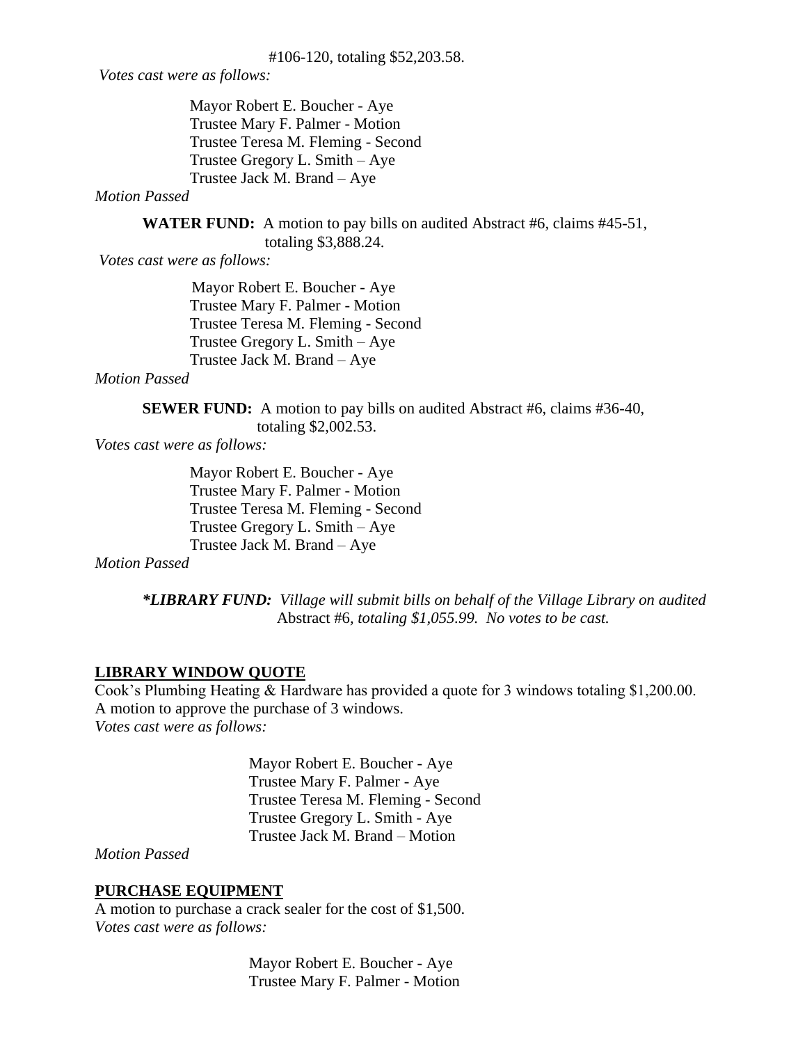#106-120, totaling $52,203.58.

*Votes cast were as follows:*

Mayor Robert E. Boucher - Aye
Trustee Mary F. Palmer - Motion
Trustee Teresa M. Fleming - Second
Trustee Gregory L. Smith – Aye
Trustee Jack M. Brand – Aye

*Motion Passed*

**WATER FUND:** A motion to pay bills on audited Abstract #6, claims #45-51, totaling $3,888.24.

*Votes cast were as follows:*

Mayor Robert E. Boucher - Aye
Trustee Mary F. Palmer - Motion
Trustee Teresa M. Fleming - Second
Trustee Gregory L. Smith – Aye
Trustee Jack M. Brand – Aye

*Motion Passed*

**SEWER FUND:** A motion to pay bills on audited Abstract #6, claims #36-40, totaling $2,002.53.

*Votes cast were as follows:*

Mayor Robert E. Boucher - Aye
Trustee Mary F. Palmer - Motion
Trustee Teresa M. Fleming - Second
Trustee Gregory L. Smith – Aye
Trustee Jack M. Brand – Aye

*Motion Passed*

***LIBRARY FUND:** Village will submit bills on behalf of the Village Library on audited* Abstract #6, *totaling $1,055.99. No votes to be cast.*

**LIBRARY WINDOW QUOTE**

Cook's Plumbing Heating & Hardware has provided a quote for 3 windows totaling $1,200.00.
A motion to approve the purchase of 3 windows.
*Votes cast were as follows:*

Mayor Robert E. Boucher - Aye
Trustee Mary F. Palmer - Aye
Trustee Teresa M. Fleming - Second
Trustee Gregory L. Smith - Aye
Trustee Jack M. Brand – Motion

*Motion Passed*

**PURCHASE EQUIPMENT**

A motion to purchase a crack sealer for the cost of $1,500.
*Votes cast were as follows:*

Mayor Robert E. Boucher - Aye
Trustee Mary F. Palmer - Motion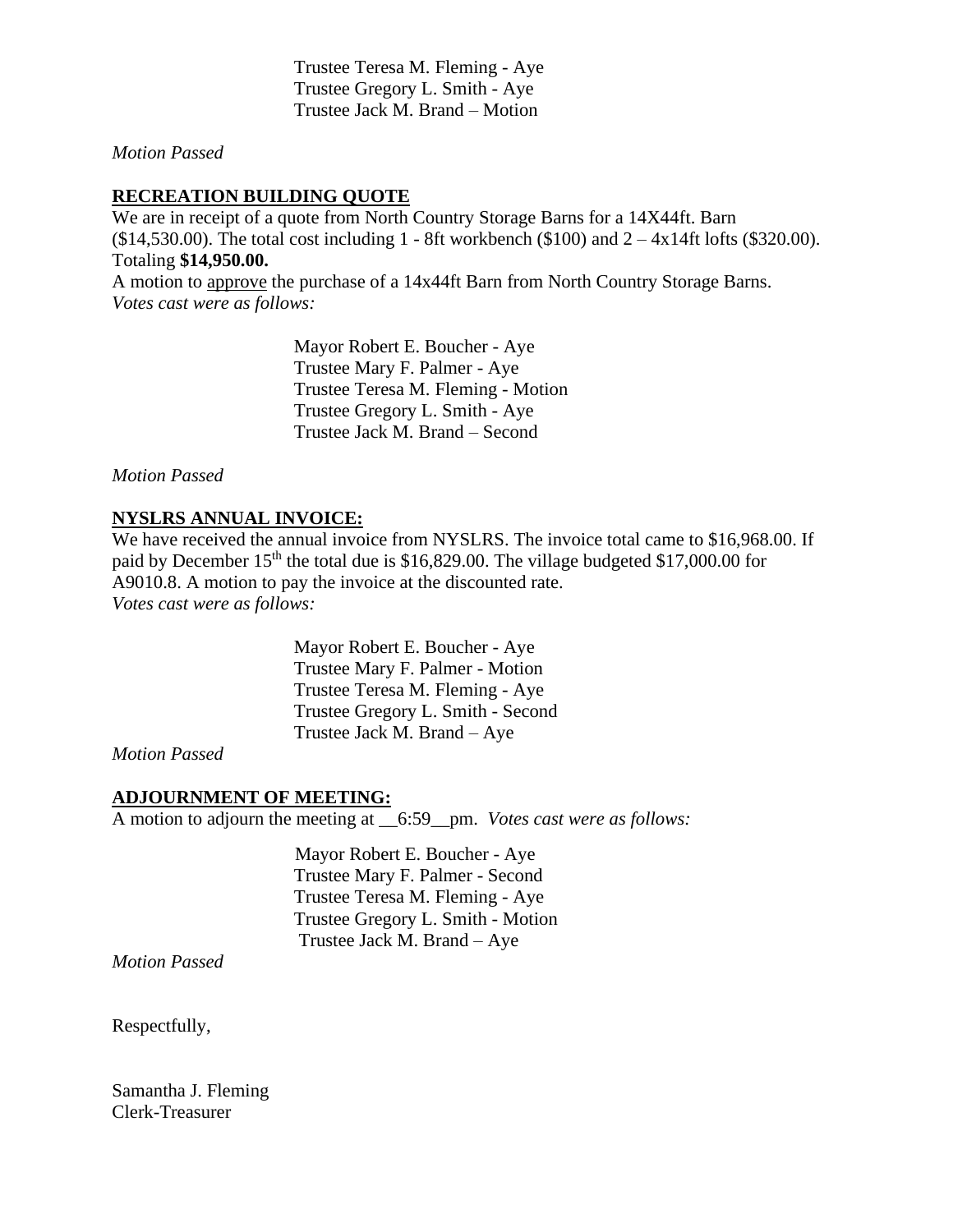Trustee Teresa M. Fleming - Aye
Trustee Gregory L. Smith - Aye
Trustee Jack M. Brand – Motion

*Motion Passed*

**RECREATION BUILDING QUOTE**

We are in receipt of a quote from North Country Storage Barns for a 14X44ft. Barn ($14,530.00). The total cost including 1 - 8ft workbench ($100) and 2 – 4x14ft lofts ($320.00). Totaling **$14,950.00.**

A motion to approve the purchase of a 14x44ft Barn from North Country Storage Barns.
*Votes cast were as follows:*

Mayor Robert E. Boucher - Aye
Trustee Mary F. Palmer - Aye
Trustee Teresa M. Fleming - Motion
Trustee Gregory L. Smith - Aye
Trustee Jack M. Brand – Second

*Motion Passed*

**NYSLRS ANNUAL INVOICE:**

We have received the annual invoice from NYSLRS. The invoice total came to $16,968.00. If paid by December 15th the total due is $16,829.00. The village budgeted $17,000.00 for A9010.8. A motion to pay the invoice at the discounted rate.
*Votes cast were as follows:*

Mayor Robert E. Boucher - Aye
Trustee Mary F. Palmer - Motion
Trustee Teresa M. Fleming - Aye
Trustee Gregory L. Smith - Second
Trustee Jack M. Brand – Aye

*Motion Passed*

**ADJOURNMENT OF MEETING:**

A motion to adjourn the meeting at __6:59__pm. *Votes cast were as follows:*

Mayor Robert E. Boucher - Aye
Trustee Mary F. Palmer - Second
Trustee Teresa M. Fleming - Aye
Trustee Gregory L. Smith - Motion
Trustee Jack M. Brand – Aye

*Motion Passed*

Respectfully,

Samantha J. Fleming
Clerk-Treasurer